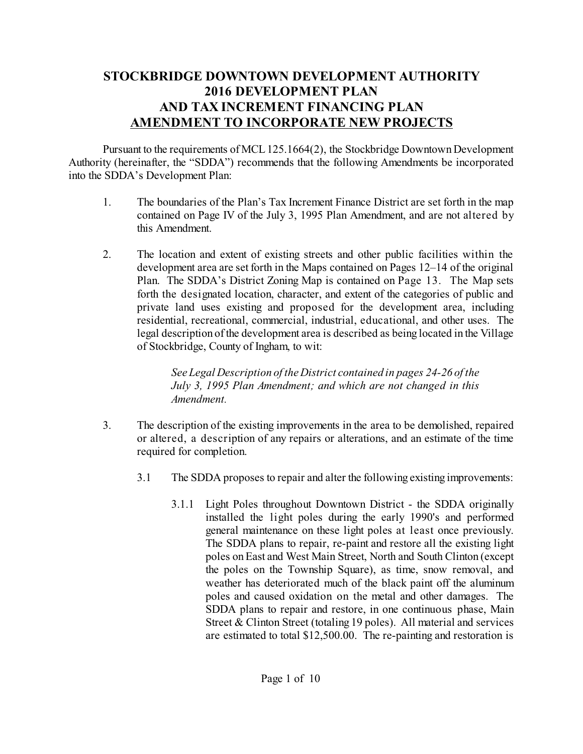# STOCKBRIDGE DOWNTOWN DEVELOPMENT AUTHORITY
# 2016 DEVELOPMENT PLAN
# AND TAX INCREMENT FINANCING PLAN
# <u>AMENDMENT TO INCORPORATE NEW PROJECTS</u>

Pursuant to the requirements of MCL 125.1664(2), the Stockbridge Downtown Development Authority (hereinafter, the "SDDA") recommends that the following Amendments be incorporated into the SDDA's Development Plan:

1. The boundaries of the Plan's Tax Increment Finance District are set forth in the map contained on Page IV of the July 3, 1995 Plan Amendment, and are not altered by this Amendment.

2. The location and extent of existing streets and other public facilities within the development area are set forth in the Maps contained on Pages 12–14 of the original Plan. The SDDA's District Zoning Map is contained on Page 13. The Map sets forth the designated location, character, and extent of the categories of public and private land uses existing and proposed for the development area, including residential, recreational, commercial, industrial, educational, and other uses. The legal description of the development area is described as being located in the Village of Stockbridge, County of Ingham, to wit:

   *See Legal Description of the District contained in pages 24-26 of the July 3, 1995 Plan Amendment; and which are not changed in this Amendment.*

3. The description of the existing improvements in the area to be demolished, repaired or altered, a description of any repairs or alterations, and an estimate of the time required for completion.

   3.1 The SDDA proposes to repair and alter the following existing improvements:

      3.1.1 Light Poles throughout Downtown District - the SDDA originally installed the light poles during the early 1990's and performed general maintenance on these light poles at least once previously. The SDDA plans to repair, re-paint and restore all the existing light poles on East and West Main Street, North and South Clinton (except the poles on the Township Square), as time, snow removal, and weather has deteriorated much of the black paint off the aluminum poles and caused oxidation on the metal and other damages. The SDDA plans to repair and restore, in one continuous phase, Main Street & Clinton Street (totaling 19 poles). All material and services are estimated to total $12,500.00. The re-painting and restoration is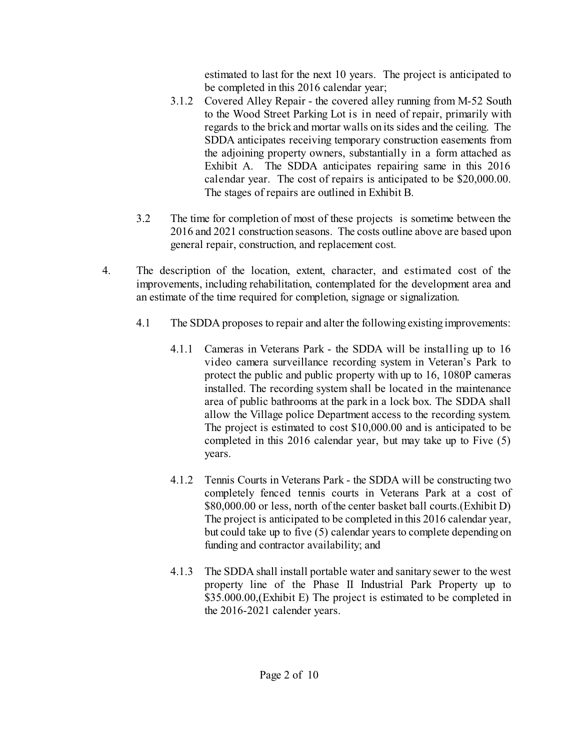estimated to last for the next 10 years. The project is anticipated to be completed in this 2016 calendar year;

3.1.2 Covered Alley Repair - the covered alley running from M-52 South to the Wood Street Parking Lot is in need of repair, primarily with regards to the brick and mortar walls on its sides and the ceiling. The SDDA anticipates receiving temporary construction easements from the adjoining property owners, substantially in a form attached as Exhibit A. The SDDA anticipates repairing same in this 2016 calendar year. The cost of repairs is anticipated to be $20,000.00. The stages of repairs are outlined in Exhibit B.

3.2 The time for completion of most of these projects is sometime between the 2016 and 2021 construction seasons. The costs outline above are based upon general repair, construction, and replacement cost.

4. The description of the location, extent, character, and estimated cost of the improvements, including rehabilitation, contemplated for the development area and an estimate of the time required for completion, signage or signalization.

4.1 The SDDA proposes to repair and alter the following existing improvements:

4.1.1 Cameras in Veterans Park - the SDDA will be installing up to 16 video camera surveillance recording system in Veteran's Park to protect the public and public property with up to 16, 1080P cameras installed. The recording system shall be located in the maintenance area of public bathrooms at the park in a lock box. The SDDA shall allow the Village police Department access to the recording system. The project is estimated to cost $10,000.00 and is anticipated to be completed in this 2016 calendar year, but may take up to Five (5) years.

4.1.2 Tennis Courts in Veterans Park - the SDDA will be constructing two completely fenced tennis courts in Veterans Park at a cost of $80,000.00 or less, north of the center basket ball courts.(Exhibit D) The project is anticipated to be completed in this 2016 calendar year, but could take up to five (5) calendar years to complete depending on funding and contractor availability; and

4.1.3 The SDDA shall install portable water and sanitary sewer to the west property line of the Phase II Industrial Park Property up to $35.000.00,(Exhibit E) The project is estimated to be completed in the 2016-2021 calender years.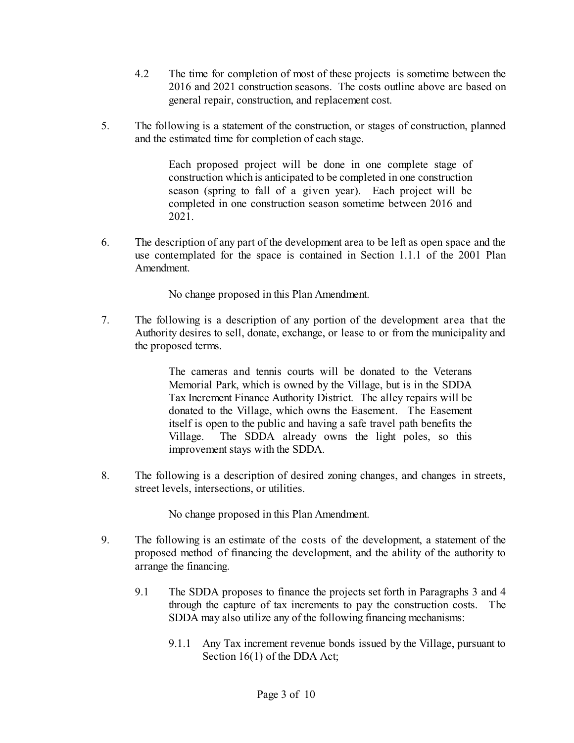4.2 The time for completion of most of these projects is sometime between the 2016 and 2021 construction seasons. The costs outline above are based on general repair, construction, and replacement cost.

5. The following is a statement of the construction, or stages of construction, planned and the estimated time for completion of each stage.

   Each proposed project will be done in one complete stage of construction which is anticipated to be completed in one construction season (spring to fall of a given year). Each project will be completed in one construction season sometime between 2016 and 2021.

6. The description of any part of the development area to be left as open space and the use contemplated for the space is contained in Section 1.1.1 of the 2001 Plan Amendment.

   No change proposed in this Plan Amendment.

7. The following is a description of any portion of the development area that the Authority desires to sell, donate, exchange, or lease to or from the municipality and the proposed terms.

   The cameras and tennis courts will be donated to the Veterans Memorial Park, which is owned by the Village, but is in the SDDA Tax Increment Finance Authority District. The alley repairs will be donated to the Village, which owns the Easement. The Easement itself is open to the public and having a safe travel path benefits the Village. The SDDA already owns the light poles, so this improvement stays with the SDDA.

8. The following is a description of desired zoning changes, and changes in streets, street levels, intersections, or utilities.

   No change proposed in this Plan Amendment.

9. The following is an estimate of the costs of the development, a statement of the proposed method of financing the development, and the ability of the authority to arrange the financing.

   9.1 The SDDA proposes to finance the projects set forth in Paragraphs 3 and 4 through the capture of tax increments to pay the construction costs. The SDDA may also utilize any of the following financing mechanisms:

      9.1.1 Any Tax increment revenue bonds issued by the Village, pursuant to Section 16(1) of the DDA Act;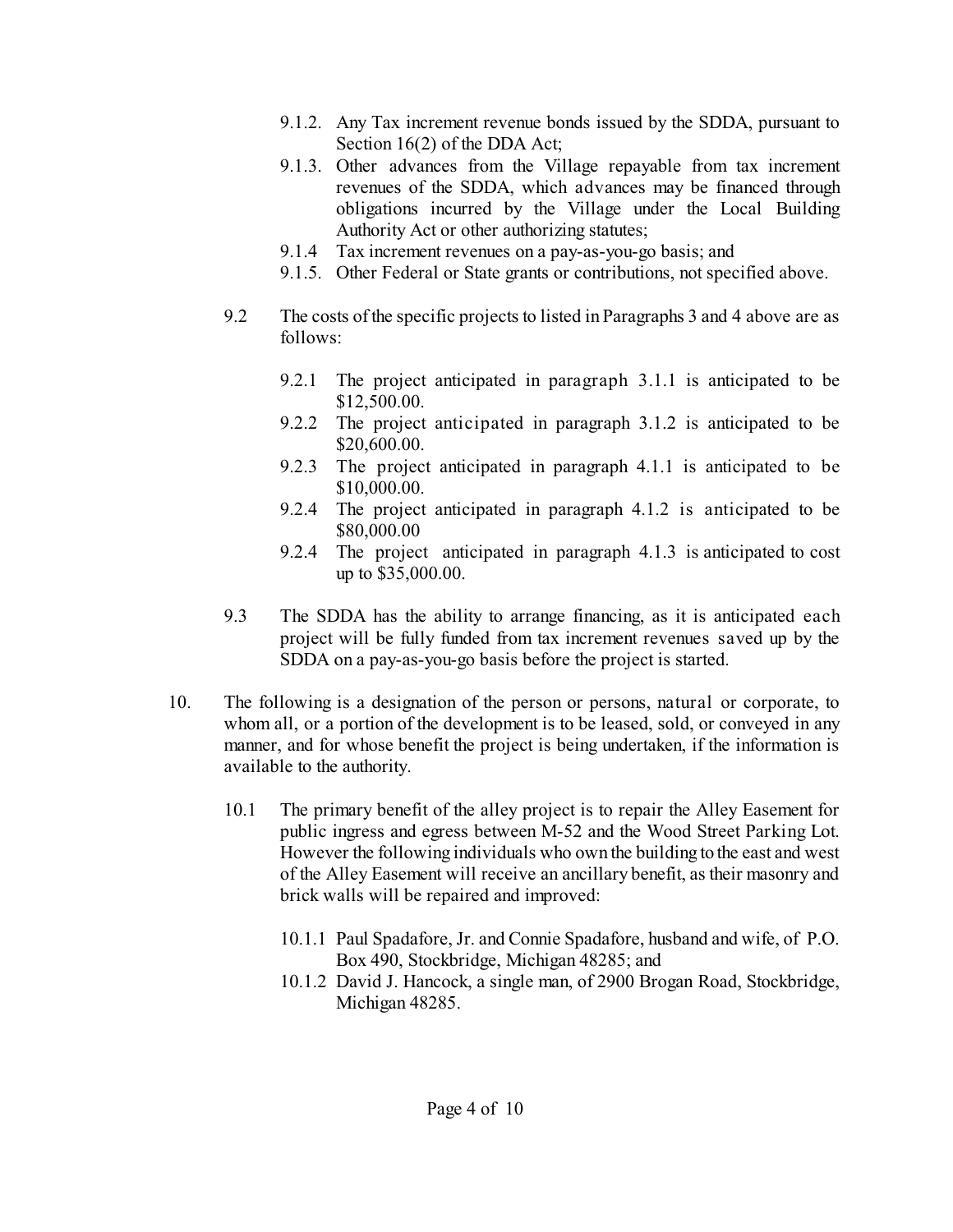- 9.1.2. Any Tax increment revenue bonds issued by the SDDA, pursuant to Section 16(2) of the DDA Act;
- 9.1.3. Other advances from the Village repayable from tax increment revenues of the SDDA, which advances may be financed through obligations incurred by the Village under the Local Building Authority Act or other authorizing statutes;
- 9.1.4 Tax increment revenues on a pay-as-you-go basis; and
- 9.1.5. Other Federal or State grants or contributions, not specified above.

9.2 The costs of the specific projects to listed in Paragraphs 3 and 4 above are as follows:

- 9.2.1 The project anticipated in paragraph 3.1.1 is anticipated to be $12,500.00.
- 9.2.2 The project anticipated in paragraph 3.1.2 is anticipated to be $20,600.00.
- 9.2.3 The project anticipated in paragraph 4.1.1 is anticipated to be $10,000.00.
- 9.2.4 The project anticipated in paragraph 4.1.2 is anticipated to be $80,000.00
- 9.2.4 The project anticipated in paragraph 4.1.3 is anticipated to cost up to $35,000.00.

9.3 The SDDA has the ability to arrange financing, as it is anticipated each project will be fully funded from tax increment revenues saved up by the SDDA on a pay-as-you-go basis before the project is started.

10. The following is a designation of the person or persons, natural or corporate, to whom all, or a portion of the development is to be leased, sold, or conveyed in any manner, and for whose benefit the project is being undertaken, if the information is available to the authority.

10.1 The primary benefit of the alley project is to repair the Alley Easement for public ingress and egress between M-52 and the Wood Street Parking Lot. However the following individuals who own the building to the east and west of the Alley Easement will receive an ancillary benefit, as their masonry and brick walls will be repaired and improved:

- 10.1.1 Paul Spadafore, Jr. and Connie Spadafore, husband and wife, of P.O. Box 490, Stockbridge, Michigan 48285; and
- 10.1.2 David J. Hancock, a single man, of 2900 Brogan Road, Stockbridge, Michigan 48285.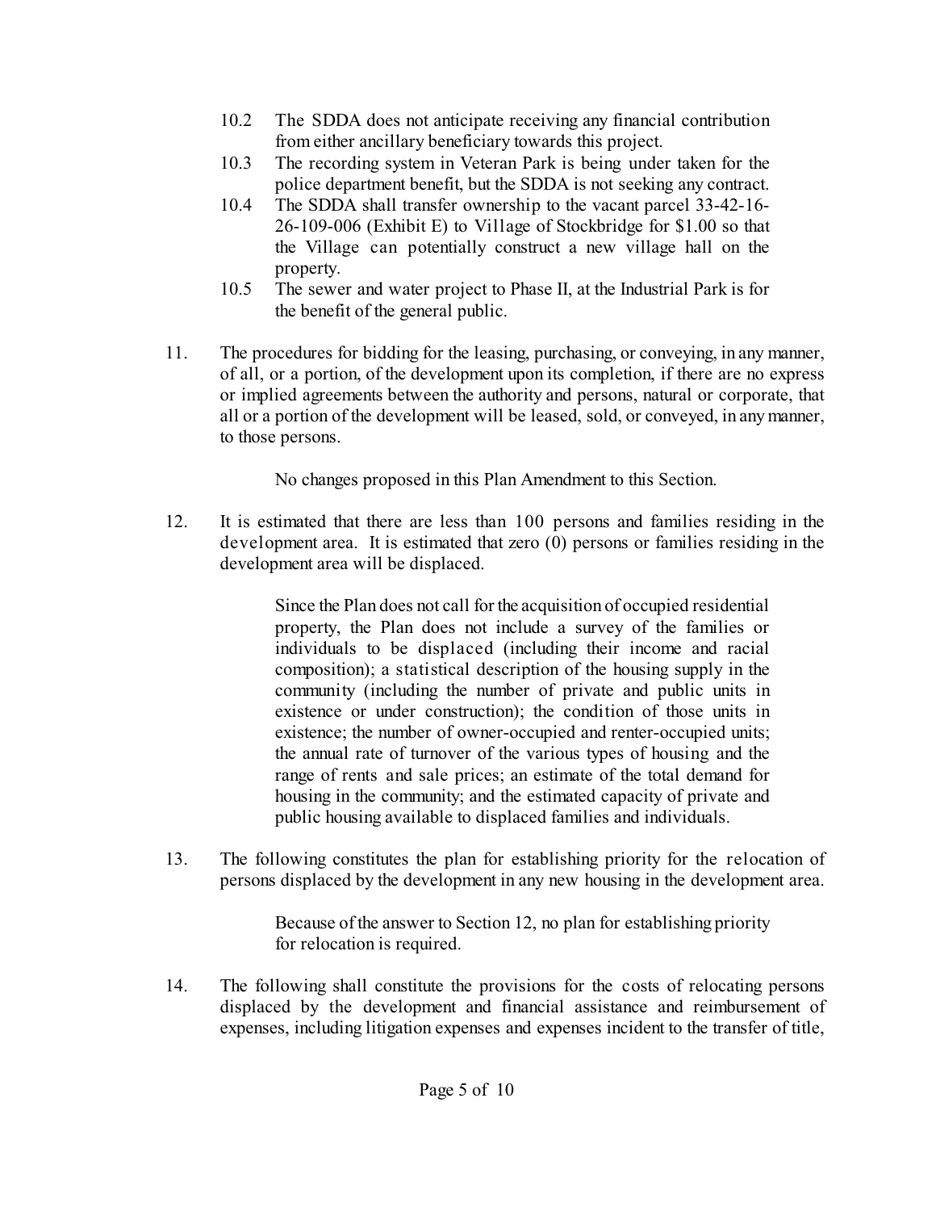10.2 The SDDA does not anticipate receiving any financial contribution from either ancillary beneficiary towards this project.

10.3 The recording system in Veteran Park is being under taken for the police department benefit, but the SDDA is not seeking any contract.

10.4 The SDDA shall transfer ownership to the vacant parcel 33-42-16-26-109-006 (Exhibit E) to Village of Stockbridge for $1.00 so that the Village can potentially construct a new village hall on the property.

10.5 The sewer and water project to Phase II, at the Industrial Park is for the benefit of the general public.

11. The procedures for bidding for the leasing, purchasing, or conveying, in any manner, of all, or a portion, of the development upon its completion, if there are no express or implied agreements between the authority and persons, natural or corporate, that all or a portion of the development will be leased, sold, or conveyed, in any manner, to those persons.

    No changes proposed in this Plan Amendment to this Section.

12. It is estimated that there are less than 100 persons and families residing in the development area. It is estimated that zero (0) persons or families residing in the development area will be displaced.

    Since the Plan does not call for the acquisition of occupied residential property, the Plan does not include a survey of the families or individuals to be displaced (including their income and racial composition); a statistical description of the housing supply in the community (including the number of private and public units in existence or under construction); the condition of those units in existence; the number of owner-occupied and renter-occupied units; the annual rate of turnover of the various types of housing and the range of rents and sale prices; an estimate of the total demand for housing in the community; and the estimated capacity of private and public housing available to displaced families and individuals.

13. The following constitutes the plan for establishing priority for the relocation of persons displaced by the development in any new housing in the development area.

    Because of the answer to Section 12, no plan for establishing priority for relocation is required.

14. The following shall constitute the provisions for the costs of relocating persons displaced by the development and financial assistance and reimbursement of expenses, including litigation expenses and expenses incident to the transfer of title,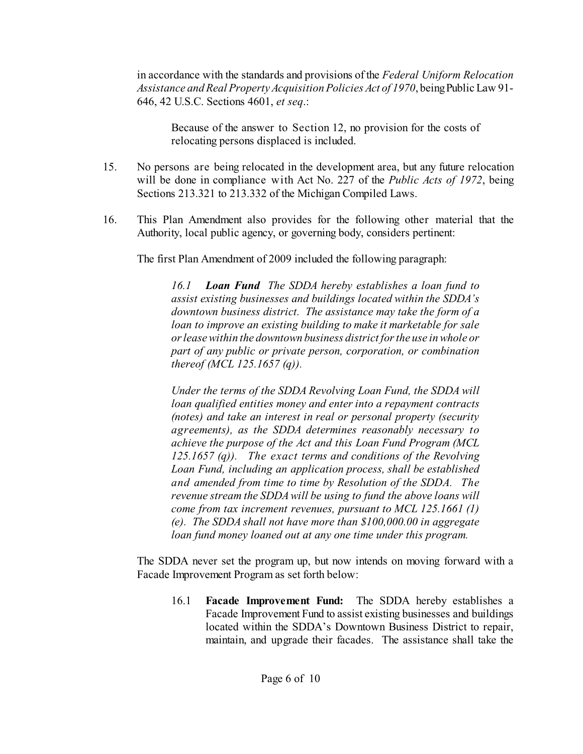in accordance with the standards and provisions of the *Federal Uniform Relocation Assistance and Real Property Acquisition Policies Act of 1970*, being Public Law 91-646, 42 U.S.C. Sections 4601, *et seq*.:

> Because of the answer to Section 12, no provision for the costs of relocating persons displaced is included.

15. No persons are being relocated in the development area, but any future relocation will be done in compliance with Act No. 227 of the *Public Acts of 1972*, being Sections 213.321 to 213.332 of the Michigan Compiled Laws.

16. This Plan Amendment also provides for the following other material that the Authority, local public agency, or governing body, considers pertinent:

    The first Plan Amendment of 2009 included the following paragraph:

    > *16.1 **Loan Fund** The SDDA hereby establishes a loan fund to assist existing businesses and buildings located within the SDDA's downtown business district. The assistance may take the form of a loan to improve an existing building to make it marketable for sale or lease within the downtown business district for the use in whole or part of any public or private person, corporation, or combination thereof (MCL 125.1657 (q)).*
    >
    > *Under the terms of the SDDA Revolving Loan Fund, the SDDA will loan qualified entities money and enter into a repayment contracts (notes) and take an interest in real or personal property (security agreements), as the SDDA determines reasonably necessary to achieve the purpose of the Act and this Loan Fund Program (MCL 125.1657 (q)). The exact terms and conditions of the Revolving Loan Fund, including an application process, shall be established and amended from time to time by Resolution of the SDDA. The revenue stream the SDDA will be using to fund the above loans will come from tax increment revenues, pursuant to MCL 125.1661 (1) (e). The SDDA shall not have more than $100,000.00 in aggregate loan fund money loaned out at any one time under this program.*

    The SDDA never set the program up, but now intends on moving forward with a Facade Improvement Program as set forth below:

    > 16.1 **Facade Improvement Fund:** The SDDA hereby establishes a Facade Improvement Fund to assist existing businesses and buildings located within the SDDA's Downtown Business District to repair, maintain, and upgrade their facades. The assistance shall take the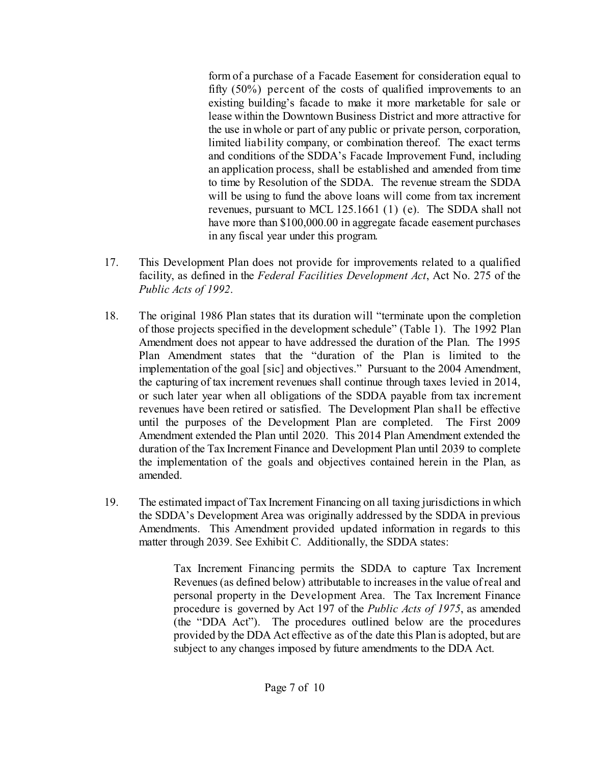> form of a purchase of a Facade Easement for consideration equal to fifty (50%) percent of the costs of qualified improvements to an existing building's facade to make it more marketable for sale or lease within the Downtown Business District and more attractive for the use in whole or part of any public or private person, corporation, limited liability company, or combination thereof. The exact terms and conditions of the SDDA's Facade Improvement Fund, including an application process, shall be established and amended from time to time by Resolution of the SDDA. The revenue stream the SDDA will be using to fund the above loans will come from tax increment revenues, pursuant to MCL 125.1661 (1) (e). The SDDA shall not have more than $100,000.00 in aggregate facade easement purchases in any fiscal year under this program.

17. This Development Plan does not provide for improvements related to a qualified facility, as defined in the *Federal Facilities Development Act*, Act No. 275 of the *Public Acts of 1992*.

18. The original 1986 Plan states that its duration will "terminate upon the completion of those projects specified in the development schedule" (Table 1). The 1992 Plan Amendment does not appear to have addressed the duration of the Plan. The 1995 Plan Amendment states that the "duration of the Plan is limited to the implementation of the goal [sic] and objectives." Pursuant to the 2004 Amendment, the capturing of tax increment revenues shall continue through taxes levied in 2014, or such later year when all obligations of the SDDA payable from tax increment revenues have been retired or satisfied. The Development Plan shall be effective until the purposes of the Development Plan are completed. The First 2009 Amendment extended the Plan until 2020. This 2014 Plan Amendment extended the duration of the Tax Increment Finance and Development Plan until 2039 to complete the implementation of the goals and objectives contained herein in the Plan, as amended.

19. The estimated impact of Tax Increment Financing on all taxing jurisdictions in which the SDDA's Development Area was originally addressed by the SDDA in previous Amendments. This Amendment provided updated information in regards to this matter through 2039. See Exhibit C. Additionally, the SDDA states:

> Tax Increment Financing permits the SDDA to capture Tax Increment Revenues (as defined below) attributable to increases in the value of real and personal property in the Development Area. The Tax Increment Finance procedure is governed by Act 197 of the *Public Acts of 1975*, as amended (the "DDA Act"). The procedures outlined below are the procedures provided by the DDA Act effective as of the date this Plan is adopted, but are subject to any changes imposed by future amendments to the DDA Act.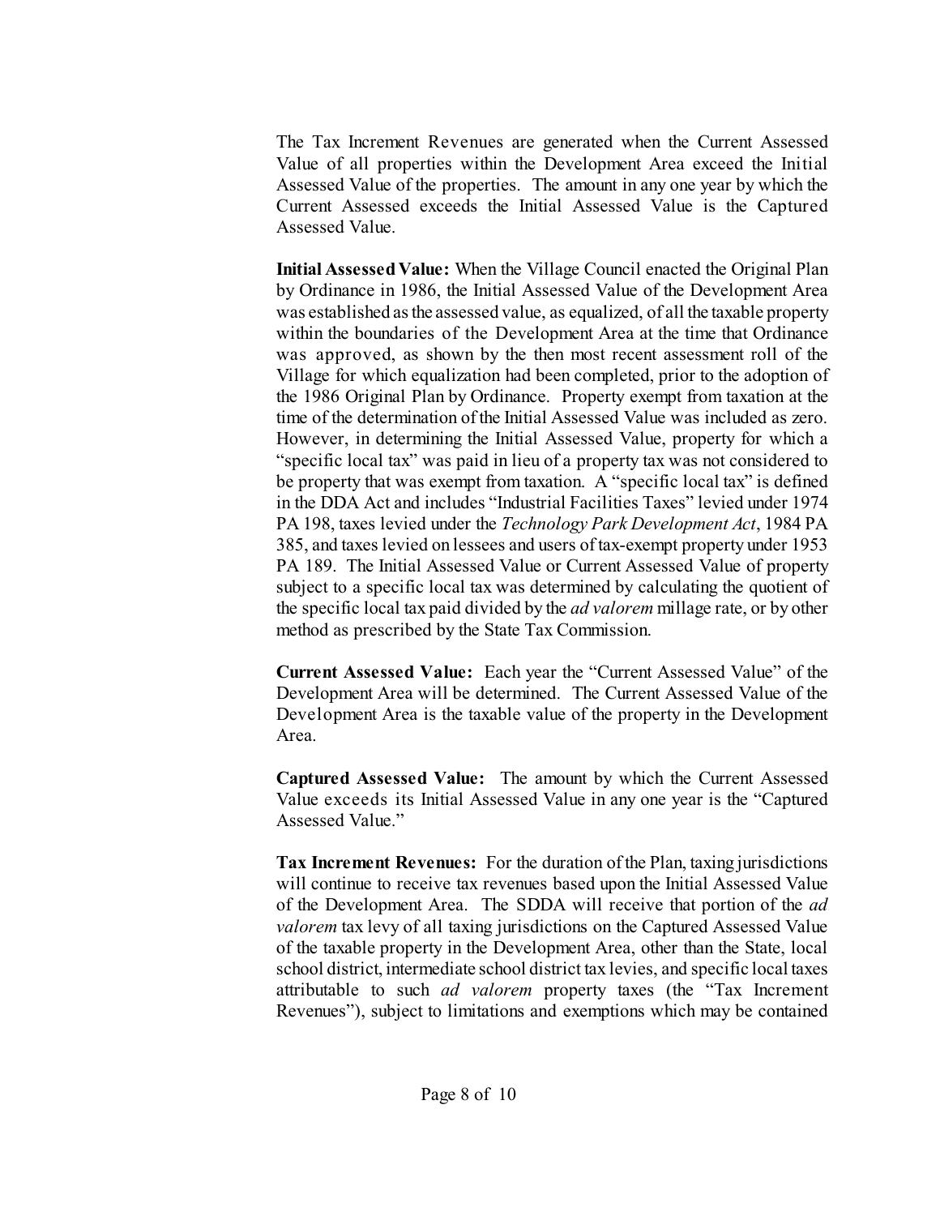The Tax Increment Revenues are generated when the Current Assessed Value of all properties within the Development Area exceed the Initial Assessed Value of the properties. The amount in any one year by which the Current Assessed exceeds the Initial Assessed Value is the Captured Assessed Value.

**Initial Assessed Value:** When the Village Council enacted the Original Plan by Ordinance in 1986, the Initial Assessed Value of the Development Area was established as the assessed value, as equalized, of all the taxable property within the boundaries of the Development Area at the time that Ordinance was approved, as shown by the then most recent assessment roll of the Village for which equalization had been completed, prior to the adoption of the 1986 Original Plan by Ordinance. Property exempt from taxation at the time of the determination of the Initial Assessed Value was included as zero. However, in determining the Initial Assessed Value, property for which a "specific local tax" was paid in lieu of a property tax was not considered to be property that was exempt from taxation. A "specific local tax" is defined in the DDA Act and includes "Industrial Facilities Taxes" levied under 1974 PA 198, taxes levied under the *Technology Park Development Act*, 1984 PA 385, and taxes levied on lessees and users of tax-exempt property under 1953 PA 189. The Initial Assessed Value or Current Assessed Value of property subject to a specific local tax was determined by calculating the quotient of the specific local tax paid divided by the *ad valorem* millage rate, or by other method as prescribed by the State Tax Commission.

**Current Assessed Value:** Each year the "Current Assessed Value" of the Development Area will be determined. The Current Assessed Value of the Development Area is the taxable value of the property in the Development Area.

**Captured Assessed Value:** The amount by which the Current Assessed Value exceeds its Initial Assessed Value in any one year is the "Captured Assessed Value."

**Tax Increment Revenues:** For the duration of the Plan, taxing jurisdictions will continue to receive tax revenues based upon the Initial Assessed Value of the Development Area. The SDDA will receive that portion of the *ad valorem* tax levy of all taxing jurisdictions on the Captured Assessed Value of the taxable property in the Development Area, other than the State, local school district, intermediate school district tax levies, and specific local taxes attributable to such *ad valorem* property taxes (the "Tax Increment Revenues"), subject to limitations and exemptions which may be contained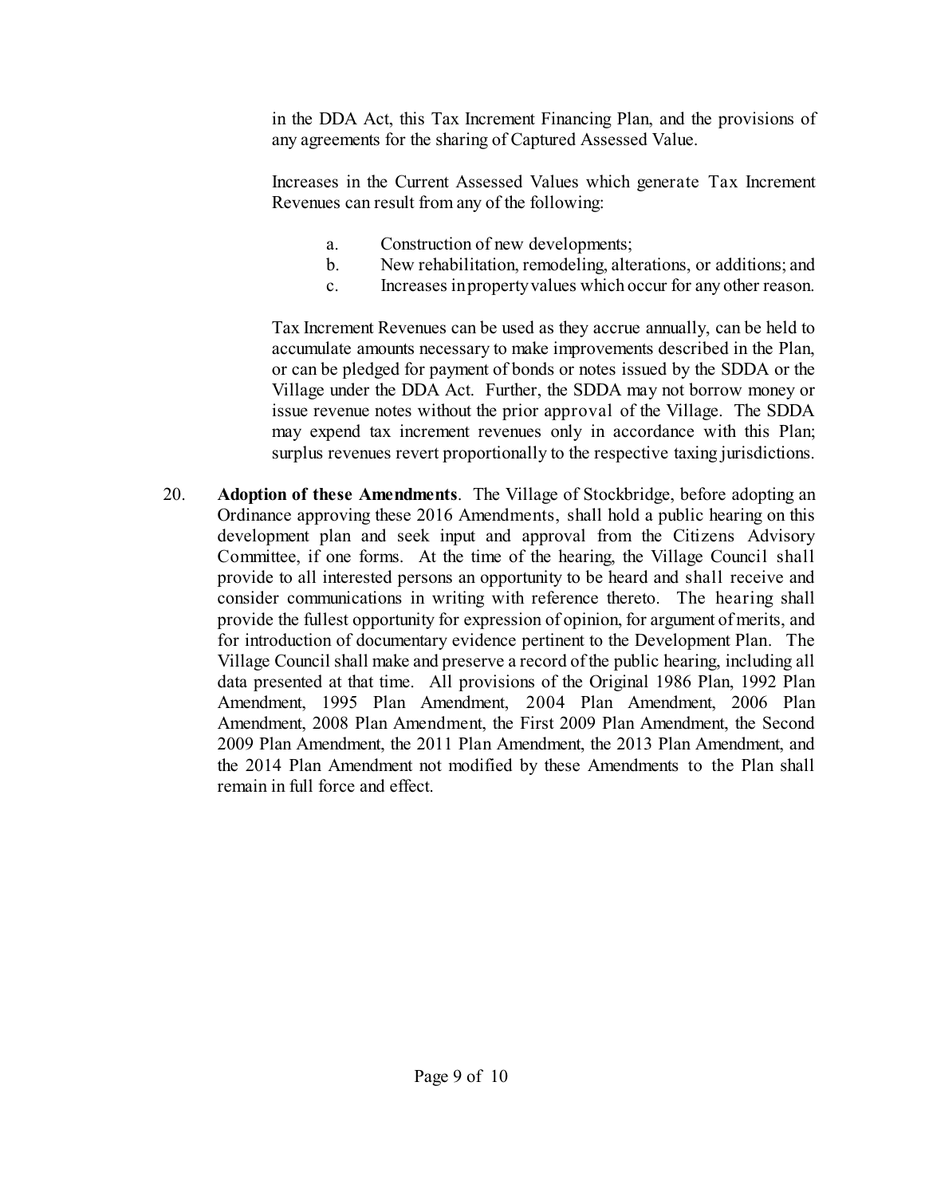in the DDA Act, this Tax Increment Financing Plan, and the provisions of any agreements for the sharing of Captured Assessed Value.

Increases in the Current Assessed Values which generate Tax Increment Revenues can result from any of the following:

a. Construction of new developments;
b. New rehabilitation, remodeling, alterations, or additions; and
c. Increases in property values which occur for any other reason.

Tax Increment Revenues can be used as they accrue annually, can be held to accumulate amounts necessary to make improvements described in the Plan, or can be pledged for payment of bonds or notes issued by the SDDA or the Village under the DDA Act. Further, the SDDA may not borrow money or issue revenue notes without the prior approval of the Village. The SDDA may expend tax increment revenues only in accordance with this Plan; surplus revenues revert proportionally to the respective taxing jurisdictions.

20. **Adoption of these Amendments**. The Village of Stockbridge, before adopting an Ordinance approving these 2016 Amendments, shall hold a public hearing on this development plan and seek input and approval from the Citizens Advisory Committee, if one forms. At the time of the hearing, the Village Council shall provide to all interested persons an opportunity to be heard and shall receive and consider communications in writing with reference thereto. The hearing shall provide the fullest opportunity for expression of opinion, for argument of merits, and for introduction of documentary evidence pertinent to the Development Plan. The Village Council shall make and preserve a record of the public hearing, including all data presented at that time. All provisions of the Original 1986 Plan, 1992 Plan Amendment, 1995 Plan Amendment, 2004 Plan Amendment, 2006 Plan Amendment, 2008 Plan Amendment, the First 2009 Plan Amendment, the Second 2009 Plan Amendment, the 2011 Plan Amendment, the 2013 Plan Amendment, and the 2014 Plan Amendment not modified by these Amendments to the Plan shall remain in full force and effect.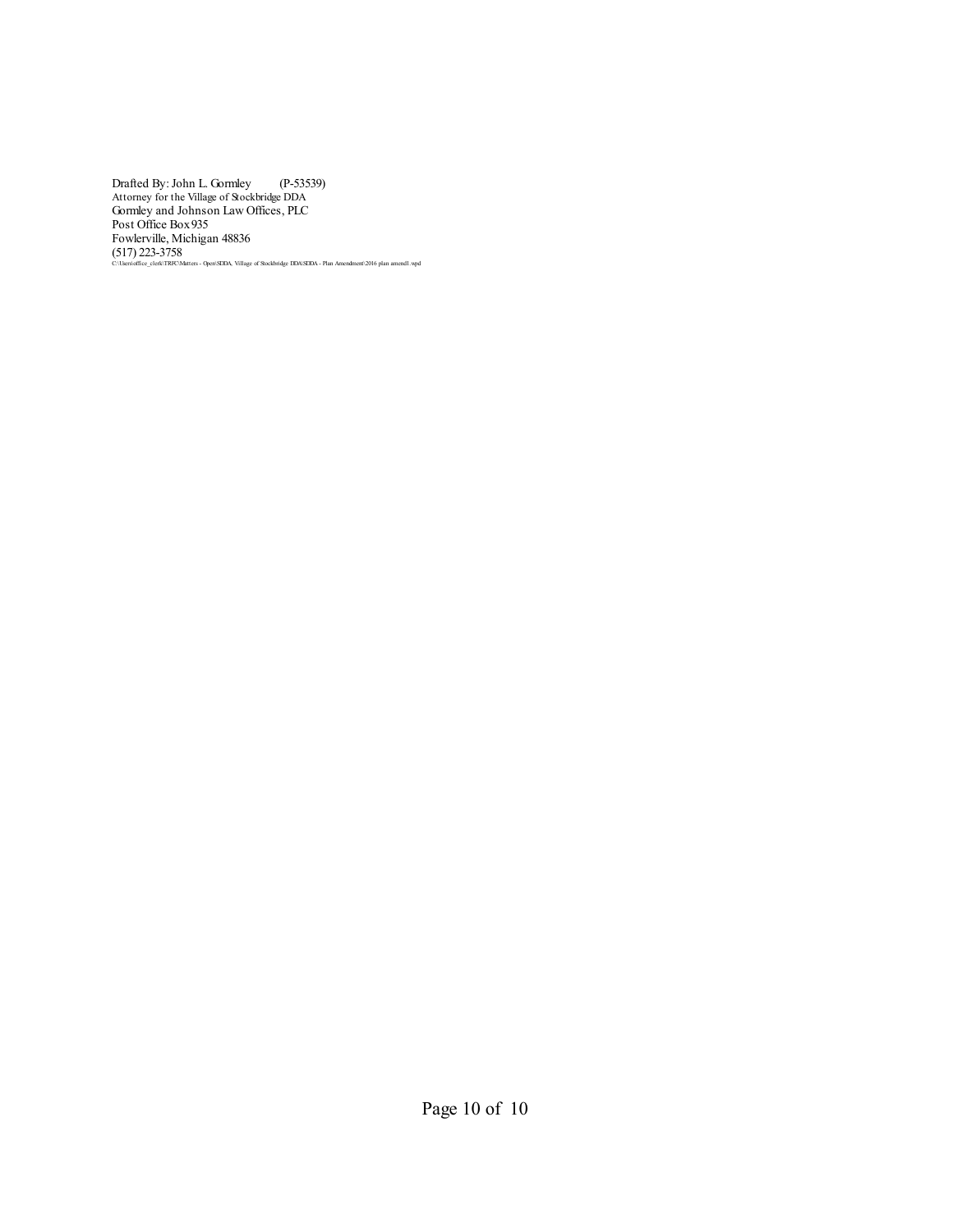Drafted By: John L. Gormley (P-53539)
Attorney for the Village of Stockbridge DDA
Gormley and Johnson Law Offices, PLC
Post Office Box 935
Fowlerville, Michigan 48836
(517) 223-3758
C:\Users\office_clerk\TRFC\Matters - Open\SDDA, Village of Stockbridge DDA\SDDA - Plan Amendment\2016 plan amend1.wpd